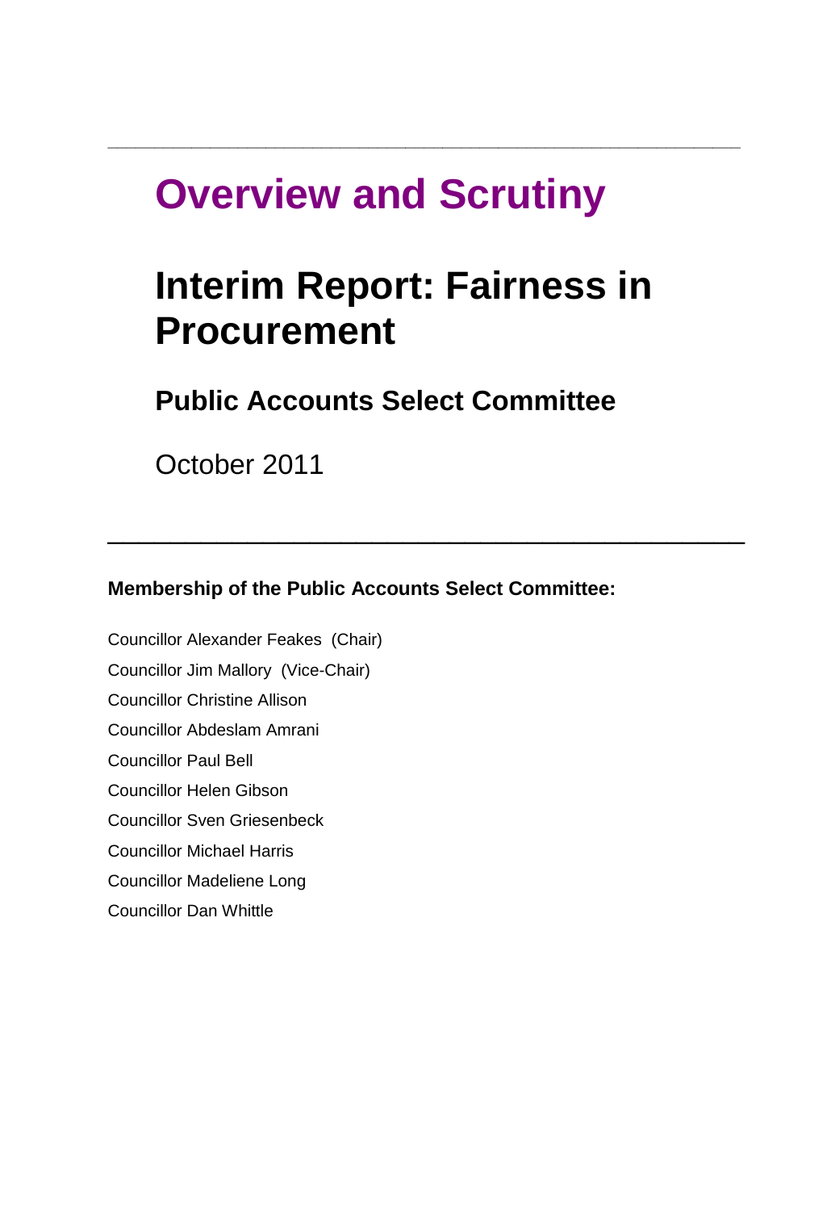# Overview and Scrutiny

# Interim Report: Fairness in Procurement

## Public Accounts Select Committee

October 2011

---

**Membership of the Public Accounts Select Committee:**

Councillor Alexander Feakes (Chair)
Councillor Jim Mallory (Vice-Chair)
Councillor Christine Allison
Councillor Abdeslam Amrani
Councillor Paul Bell
Councillor Helen Gibson
Councillor Sven Griesenbeck
Councillor Michael Harris
Councillor Madeliene Long
Councillor Dan Whittle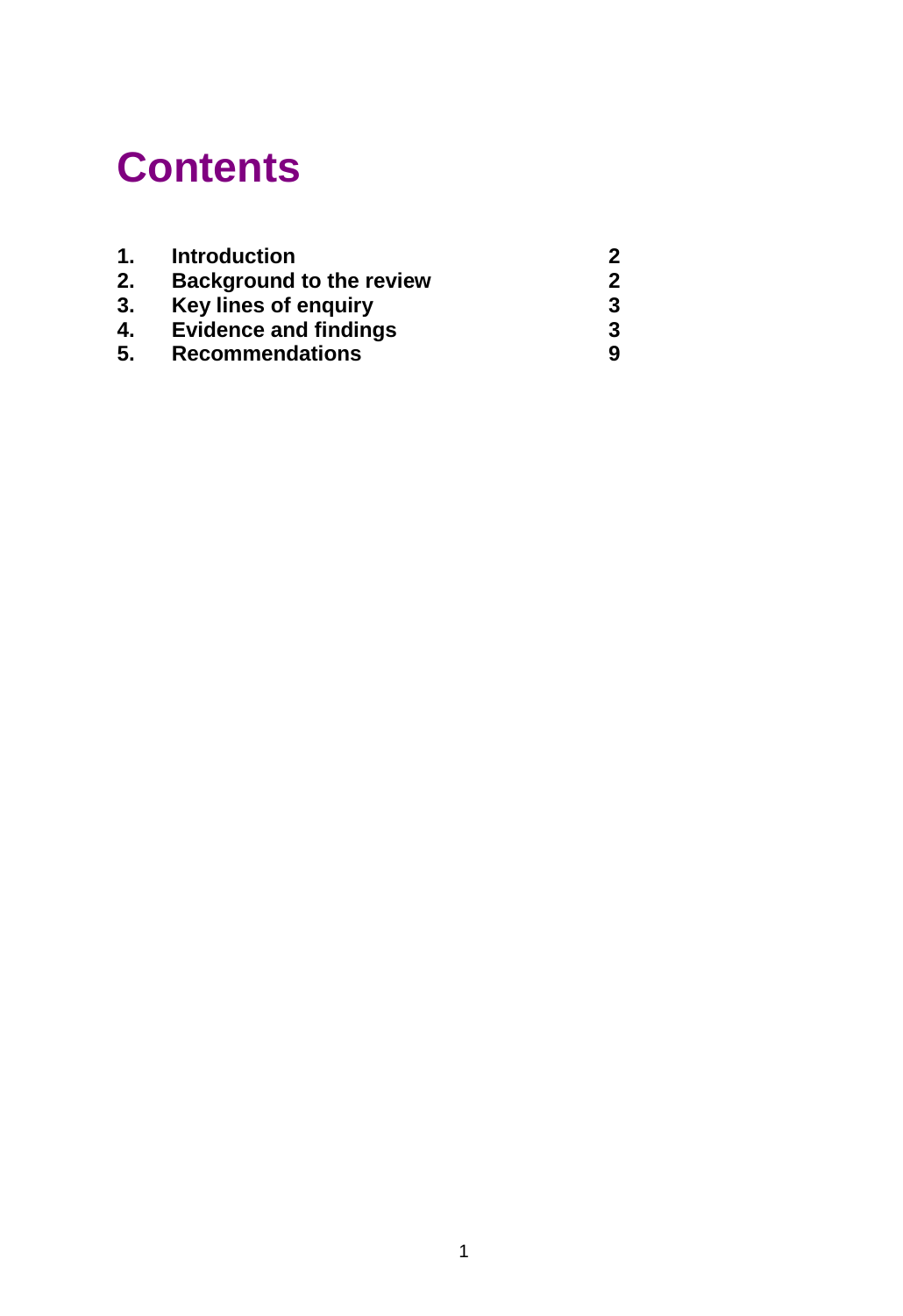# Contents

| | | |
|---|---|---|
| **1.** | **Introduction** | **2** |
| **2.** | **Background to the review** | **2** |
| **3.** | **Key lines of enquiry** | **3** |
| **4.** | **Evidence and findings** | **3** |
| **5.** | **Recommendations** | **9** |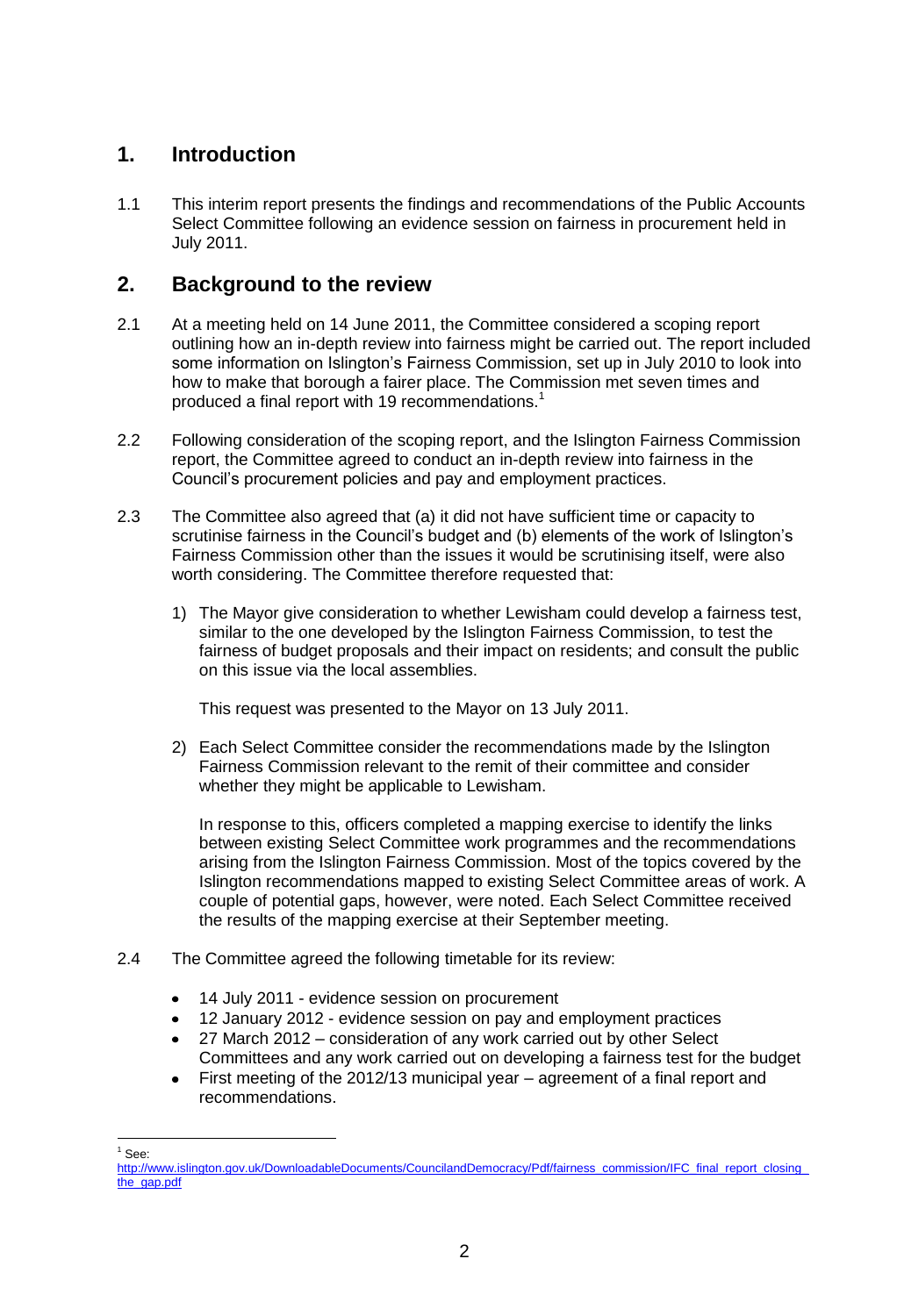## 1. Introduction

1.1 This interim report presents the findings and recommendations of the Public Accounts Select Committee following an evidence session on fairness in procurement held in July 2011.

## 2. Background to the review

2.1 At a meeting held on 14 June 2011, the Committee considered a scoping report outlining how an in-depth review into fairness might be carried out. The report included some information on Islington's Fairness Commission, set up in July 2010 to look into how to make that borough a fairer place. The Commission met seven times and produced a final report with 19 recommendations.[1]

2.2 Following consideration of the scoping report, and the Islington Fairness Commission report, the Committee agreed to conduct an in-depth review into fairness in the Council's procurement policies and pay and employment practices.

2.3 The Committee also agreed that (a) it did not have sufficient time or capacity to scrutinise fairness in the Council's budget and (b) elements of the work of Islington's Fairness Commission other than the issues it would be scrutinising itself, were also worth considering. The Committee therefore requested that:

1) The Mayor give consideration to whether Lewisham could develop a fairness test, similar to the one developed by the Islington Fairness Commission, to test the fairness of budget proposals and their impact on residents; and consult the public on this issue via the local assemblies.

   This request was presented to the Mayor on 13 July 2011.

2) Each Select Committee consider the recommendations made by the Islington Fairness Commission relevant to the remit of their committee and consider whether they might be applicable to Lewisham.

   In response to this, officers completed a mapping exercise to identify the links between existing Select Committee work programmes and the recommendations arising from the Islington Fairness Commission. Most of the topics covered by the Islington recommendations mapped to existing Select Committee areas of work. A couple of potential gaps, however, were noted. Each Select Committee received the results of the mapping exercise at their September meeting.

2.4 The Committee agreed the following timetable for its review:

- 14 July 2011 - evidence session on procurement
- 12 January 2012 - evidence session on pay and employment practices
- 27 March 2012 – consideration of any work carried out by other Select Committees and any work carried out on developing a fairness test for the budget
- First meeting of the 2012/13 municipal year – agreement of a final report and recommendations.

---

[1] See: http://www.islington.gov.uk/DownloadableDocuments/CouncilandDemocracy/Pdf/fairness_commission/IFC_final_report_closing_the_gap.pdf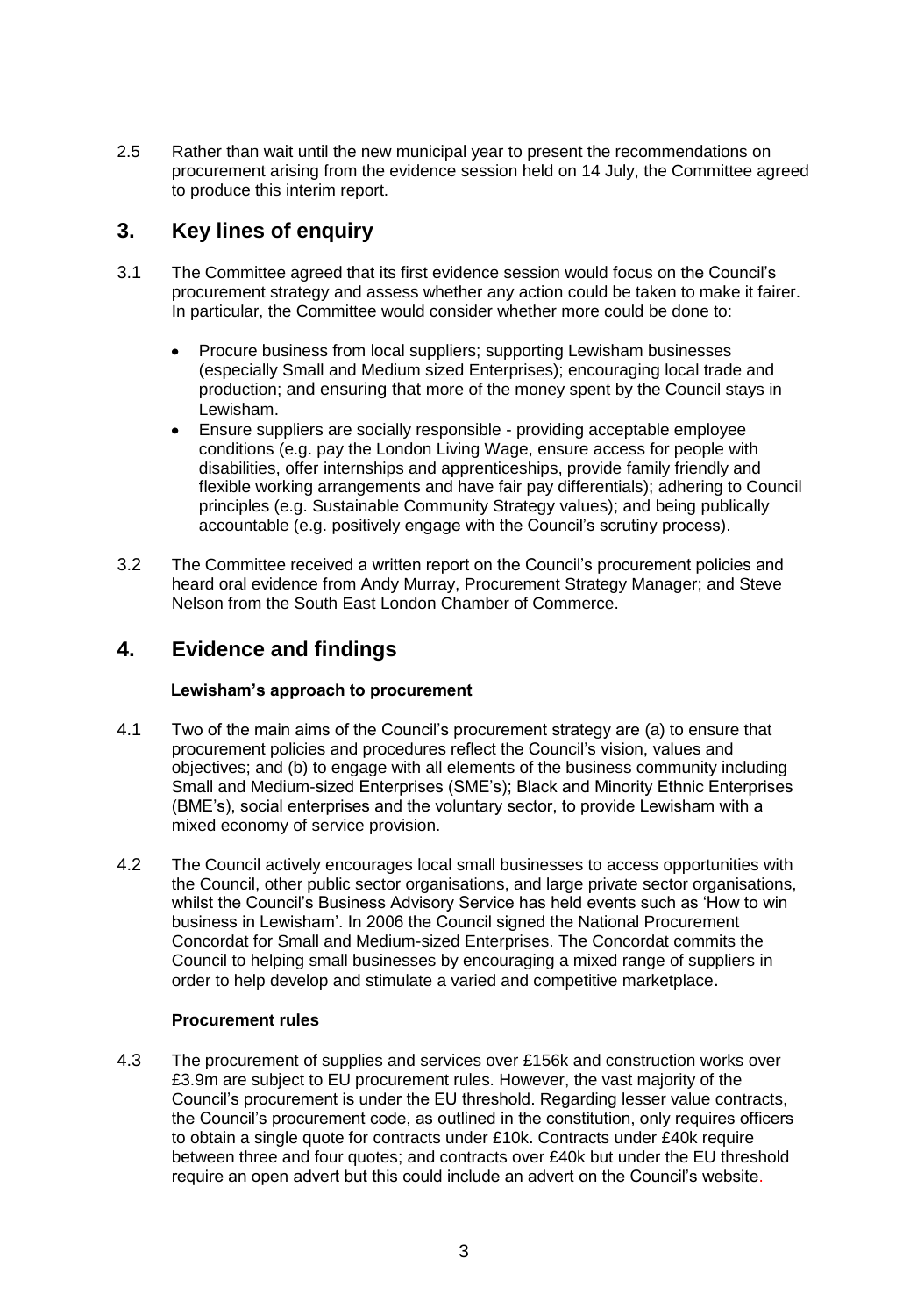2.5 Rather than wait until the new municipal year to present the recommendations on procurement arising from the evidence session held on 14 July, the Committee agreed to produce this interim report.

## 3. Key lines of enquiry

3.1 The Committee agreed that its first evidence session would focus on the Council's procurement strategy and assess whether any action could be taken to make it fairer. In particular, the Committee would consider whether more could be done to:

- Procure business from local suppliers; supporting Lewisham businesses (especially Small and Medium sized Enterprises); encouraging local trade and production; and ensuring that more of the money spent by the Council stays in Lewisham.
- Ensure suppliers are socially responsible - providing acceptable employee conditions (e.g. pay the London Living Wage, ensure access for people with disabilities, offer internships and apprenticeships, provide family friendly and flexible working arrangements and have fair pay differentials); adhering to Council principles (e.g. Sustainable Community Strategy values); and being publically accountable (e.g. positively engage with the Council's scrutiny process).

3.2 The Committee received a written report on the Council's procurement policies and heard oral evidence from Andy Murray, Procurement Strategy Manager; and Steve Nelson from the South East London Chamber of Commerce.

## 4. Evidence and findings

**Lewisham's approach to procurement**

4.1 Two of the main aims of the Council's procurement strategy are (a) to ensure that procurement policies and procedures reflect the Council's vision, values and objectives; and (b) to engage with all elements of the business community including Small and Medium-sized Enterprises (SME's); Black and Minority Ethnic Enterprises (BME's), social enterprises and the voluntary sector, to provide Lewisham with a mixed economy of service provision.

4.2 The Council actively encourages local small businesses to access opportunities with the Council, other public sector organisations, and large private sector organisations, whilst the Council's Business Advisory Service has held events such as 'How to win business in Lewisham'. In 2006 the Council signed the National Procurement Concordat for Small and Medium-sized Enterprises. The Concordat commits the Council to helping small businesses by encouraging a mixed range of suppliers in order to help develop and stimulate a varied and competitive marketplace.

**Procurement rules**

4.3 The procurement of supplies and services over £156k and construction works over £3.9m are subject to EU procurement rules. However, the vast majority of the Council's procurement is under the EU threshold. Regarding lesser value contracts, the Council's procurement code, as outlined in the constitution, only requires officers to obtain a single quote for contracts under £10k. Contracts under £40k require between three and four quotes; and contracts over £40k but under the EU threshold require an open advert but this could include an advert on the Council's website.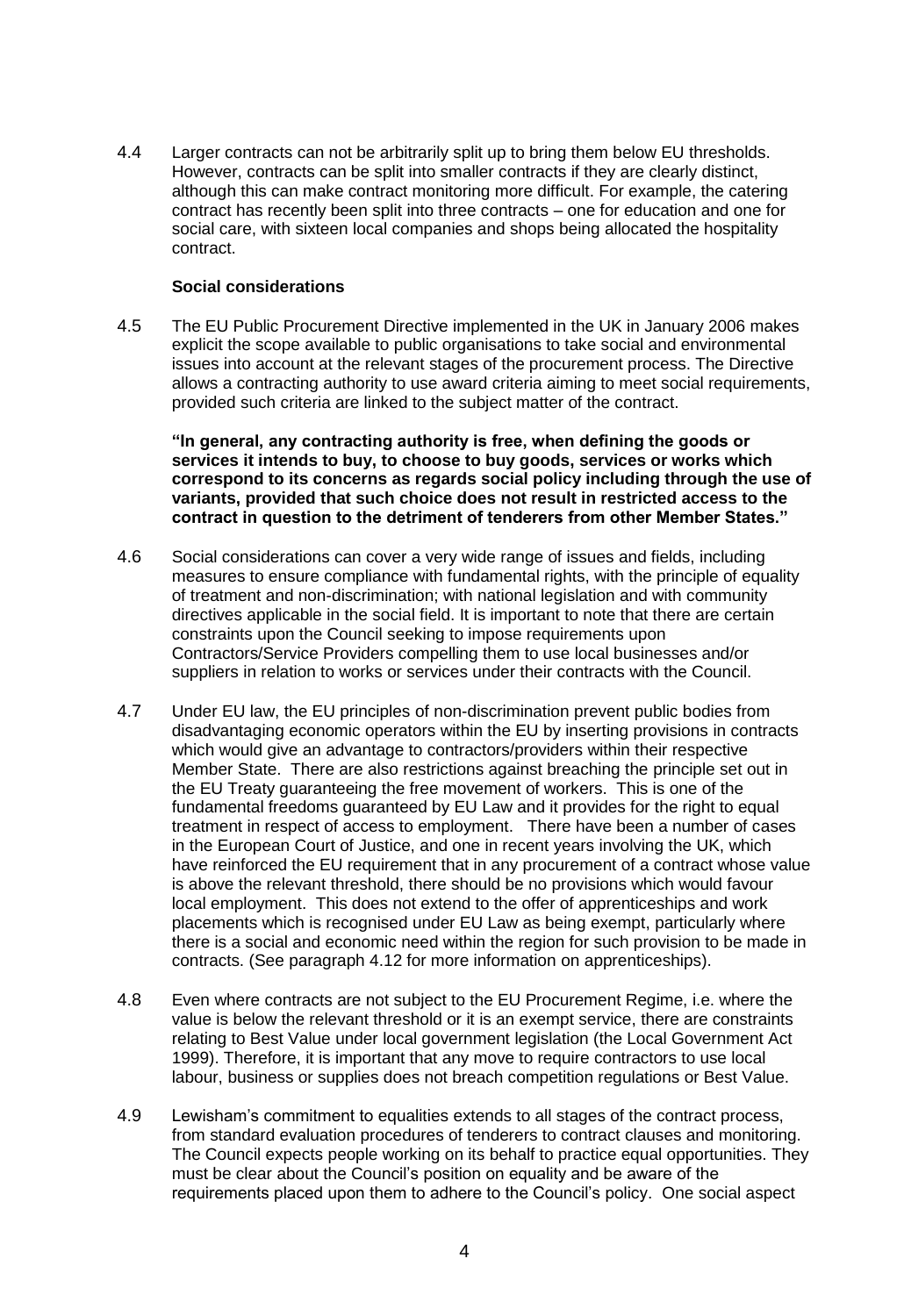4.4 Larger contracts can not be arbitrarily split up to bring them below EU thresholds. However, contracts can be split into smaller contracts if they are clearly distinct, although this can make contract monitoring more difficult. For example, the catering contract has recently been split into three contracts – one for education and one for social care, with sixteen local companies and shops being allocated the hospitality contract.

**Social considerations**

4.5 The EU Public Procurement Directive implemented in the UK in January 2006 makes explicit the scope available to public organisations to take social and environmental issues into account at the relevant stages of the procurement process. The Directive allows a contracting authority to use award criteria aiming to meet social requirements, provided such criteria are linked to the subject matter of the contract.

**"In general, any contracting authority is free, when defining the goods or services it intends to buy, to choose to buy goods, services or works which correspond to its concerns as regards social policy including through the use of variants, provided that such choice does not result in restricted access to the contract in question to the detriment of tenderers from other Member States."**

4.6 Social considerations can cover a very wide range of issues and fields, including measures to ensure compliance with fundamental rights, with the principle of equality of treatment and non-discrimination; with national legislation and with community directives applicable in the social field. It is important to note that there are certain constraints upon the Council seeking to impose requirements upon Contractors/Service Providers compelling them to use local businesses and/or suppliers in relation to works or services under their contracts with the Council.

4.7 Under EU law, the EU principles of non-discrimination prevent public bodies from disadvantaging economic operators within the EU by inserting provisions in contracts which would give an advantage to contractors/providers within their respective Member State. There are also restrictions against breaching the principle set out in the EU Treaty guaranteeing the free movement of workers. This is one of the fundamental freedoms guaranteed by EU Law and it provides for the right to equal treatment in respect of access to employment. There have been a number of cases in the European Court of Justice, and one in recent years involving the UK, which have reinforced the EU requirement that in any procurement of a contract whose value is above the relevant threshold, there should be no provisions which would favour local employment. This does not extend to the offer of apprenticeships and work placements which is recognised under EU Law as being exempt, particularly where there is a social and economic need within the region for such provision to be made in contracts. (See paragraph 4.12 for more information on apprenticeships).

4.8 Even where contracts are not subject to the EU Procurement Regime, i.e. where the value is below the relevant threshold or it is an exempt service, there are constraints relating to Best Value under local government legislation (the Local Government Act 1999). Therefore, it is important that any move to require contractors to use local labour, business or supplies does not breach competition regulations or Best Value.

4.9 Lewisham's commitment to equalities extends to all stages of the contract process, from standard evaluation procedures of tenderers to contract clauses and monitoring. The Council expects people working on its behalf to practice equal opportunities. They must be clear about the Council's position on equality and be aware of the requirements placed upon them to adhere to the Council's policy. One social aspect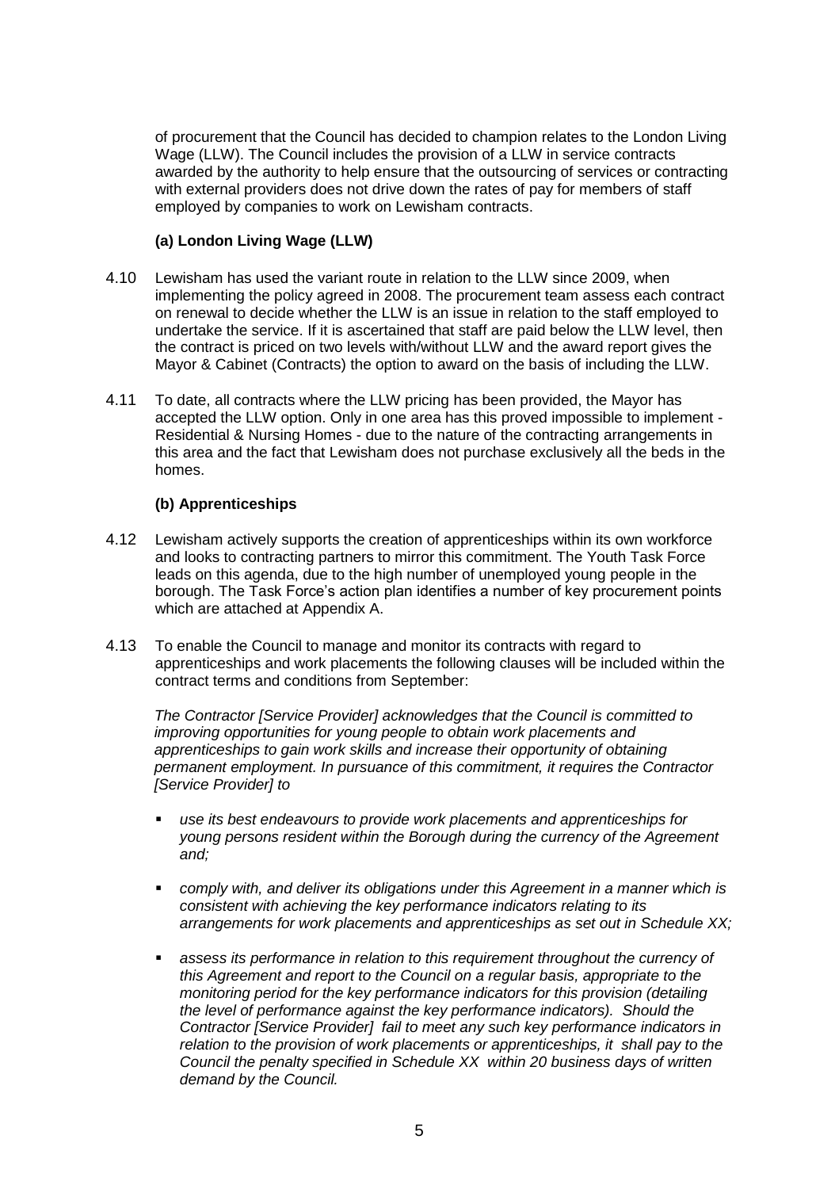of procurement that the Council has decided to champion relates to the London Living Wage (LLW). The Council includes the provision of a LLW in service contracts awarded by the authority to help ensure that the outsourcing of services or contracting with external providers does not drive down the rates of pay for members of staff employed by companies to work on Lewisham contracts.

**(a) London Living Wage (LLW)**

4.10 Lewisham has used the variant route in relation to the LLW since 2009, when implementing the policy agreed in 2008. The procurement team assess each contract on renewal to decide whether the LLW is an issue in relation to the staff employed to undertake the service. If it is ascertained that staff are paid below the LLW level, then the contract is priced on two levels with/without LLW and the award report gives the Mayor & Cabinet (Contracts) the option to award on the basis of including the LLW.

4.11 To date, all contracts where the LLW pricing has been provided, the Mayor has accepted the LLW option. Only in one area has this proved impossible to implement - Residential & Nursing Homes - due to the nature of the contracting arrangements in this area and the fact that Lewisham does not purchase exclusively all the beds in the homes.

**(b) Apprenticeships**

4.12 Lewisham actively supports the creation of apprenticeships within its own workforce and looks to contracting partners to mirror this commitment. The Youth Task Force leads on this agenda, due to the high number of unemployed young people in the borough. The Task Force's action plan identifies a number of key procurement points which are attached at Appendix A.

4.13 To enable the Council to manage and monitor its contracts with regard to apprenticeships and work placements the following clauses will be included within the contract terms and conditions from September:

*The Contractor [Service Provider] acknowledges that the Council is committed to improving opportunities for young people to obtain work placements and apprenticeships to gain work skills and increase their opportunity of obtaining permanent employment. In pursuance of this commitment, it requires the Contractor [Service Provider] to*

- *use its best endeavours to provide work placements and apprenticeships for young persons resident within the Borough during the currency of the Agreement and;*
- *comply with, and deliver its obligations under this Agreement in a manner which is consistent with achieving the key performance indicators relating to its arrangements for work placements and apprenticeships as set out in Schedule XX;*
- *assess its performance in relation to this requirement throughout the currency of this Agreement and report to the Council on a regular basis, appropriate to the monitoring period for the key performance indicators for this provision (detailing the level of performance against the key performance indicators). Should the Contractor [Service Provider] fail to meet any such key performance indicators in relation to the provision of work placements or apprenticeships, it shall pay to the Council the penalty specified in Schedule XX within 20 business days of written demand by the Council.*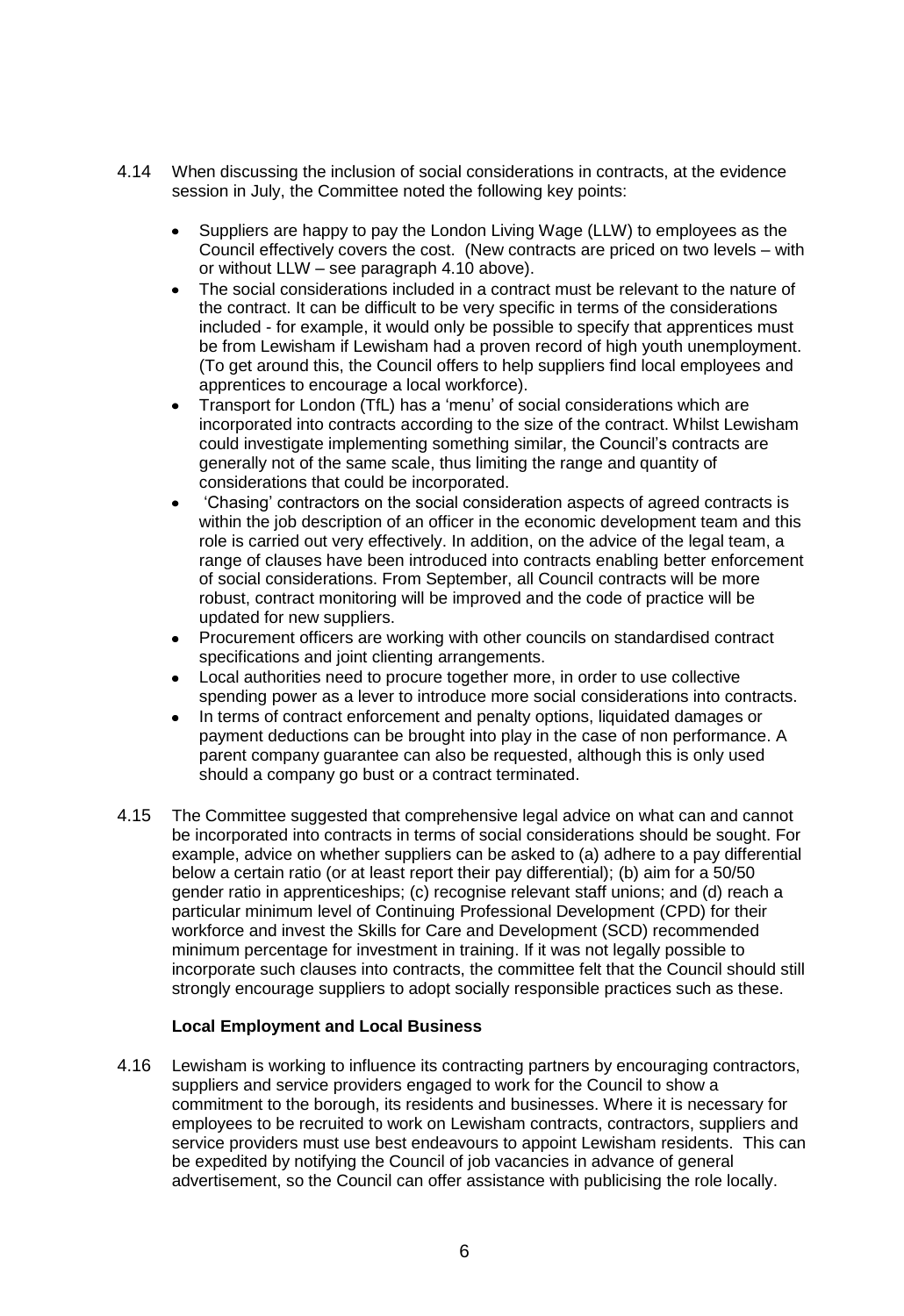4.14 When discussing the inclusion of social considerations in contracts, at the evidence session in July, the Committee noted the following key points:

- Suppliers are happy to pay the London Living Wage (LLW) to employees as the Council effectively covers the cost. (New contracts are priced on two levels – with or without LLW – see paragraph 4.10 above).
- The social considerations included in a contract must be relevant to the nature of the contract. It can be difficult to be very specific in terms of the considerations included - for example, it would only be possible to specify that apprentices must be from Lewisham if Lewisham had a proven record of high youth unemployment. (To get around this, the Council offers to help suppliers find local employees and apprentices to encourage a local workforce).
- Transport for London (TfL) has a 'menu' of social considerations which are incorporated into contracts according to the size of the contract. Whilst Lewisham could investigate implementing something similar, the Council's contracts are generally not of the same scale, thus limiting the range and quantity of considerations that could be incorporated.
- 'Chasing' contractors on the social consideration aspects of agreed contracts is within the job description of an officer in the economic development team and this role is carried out very effectively. In addition, on the advice of the legal team, a range of clauses have been introduced into contracts enabling better enforcement of social considerations. From September, all Council contracts will be more robust, contract monitoring will be improved and the code of practice will be updated for new suppliers.
- Procurement officers are working with other councils on standardised contract specifications and joint clienting arrangements.
- Local authorities need to procure together more, in order to use collective spending power as a lever to introduce more social considerations into contracts.
- In terms of contract enforcement and penalty options, liquidated damages or payment deductions can be brought into play in the case of non performance. A parent company guarantee can also be requested, although this is only used should a company go bust or a contract terminated.

4.15 The Committee suggested that comprehensive legal advice on what can and cannot be incorporated into contracts in terms of social considerations should be sought. For example, advice on whether suppliers can be asked to (a) adhere to a pay differential below a certain ratio (or at least report their pay differential); (b) aim for a 50/50 gender ratio in apprenticeships; (c) recognise relevant staff unions; and (d) reach a particular minimum level of Continuing Professional Development (CPD) for their workforce and invest the Skills for Care and Development (SCD) recommended minimum percentage for investment in training. If it was not legally possible to incorporate such clauses into contracts, the committee felt that the Council should still strongly encourage suppliers to adopt socially responsible practices such as these.

**Local Employment and Local Business**

4.16 Lewisham is working to influence its contracting partners by encouraging contractors, suppliers and service providers engaged to work for the Council to show a commitment to the borough, its residents and businesses. Where it is necessary for employees to be recruited to work on Lewisham contracts, contractors, suppliers and service providers must use best endeavours to appoint Lewisham residents. This can be expedited by notifying the Council of job vacancies in advance of general advertisement, so the Council can offer assistance with publicising the role locally.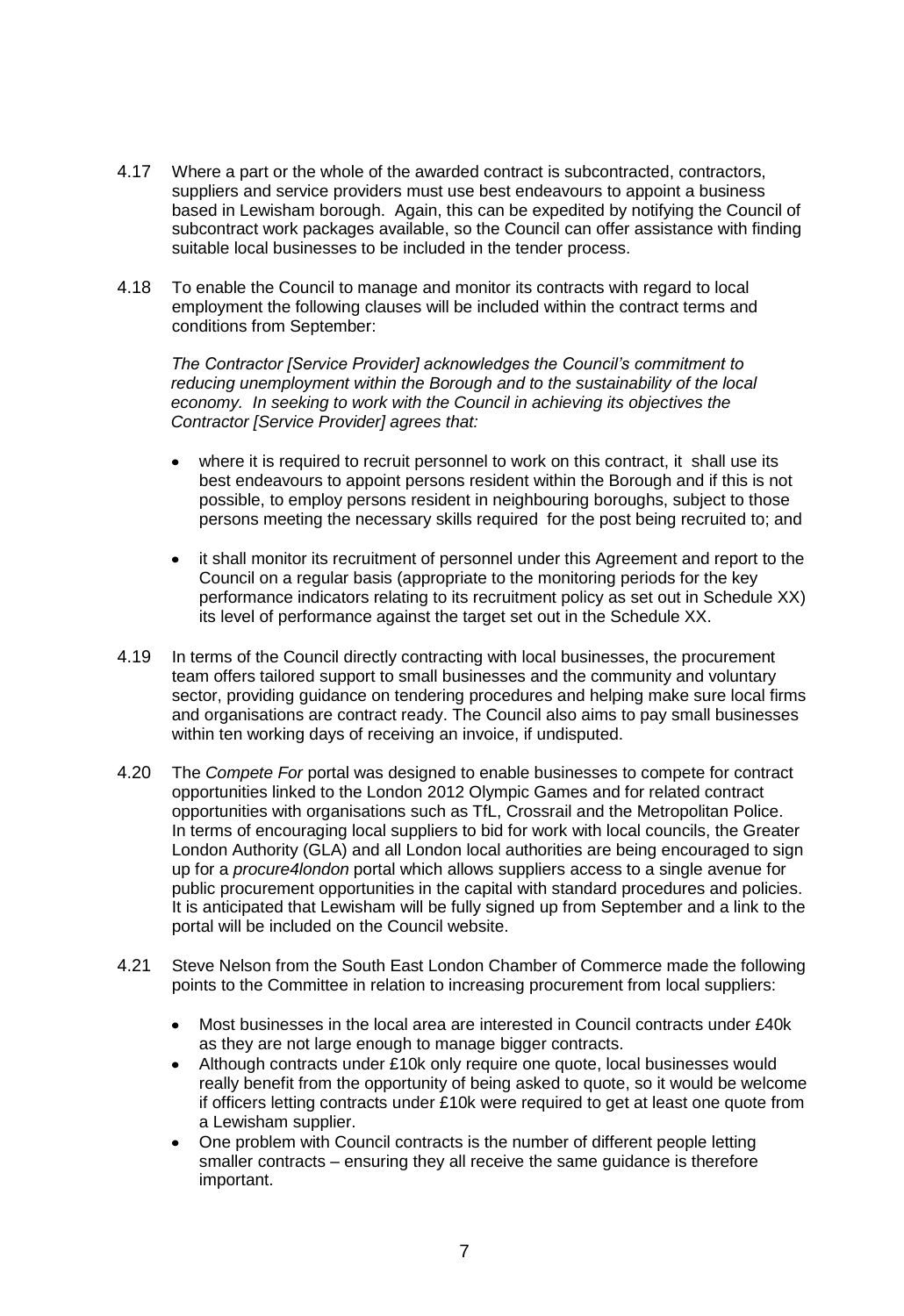4.17 Where a part or the whole of the awarded contract is subcontracted, contractors, suppliers and service providers must use best endeavours to appoint a business based in Lewisham borough. Again, this can be expedited by notifying the Council of subcontract work packages available, so the Council can offer assistance with finding suitable local businesses to be included in the tender process.

4.18 To enable the Council to manage and monitor its contracts with regard to local employment the following clauses will be included within the contract terms and conditions from September:

*The Contractor [Service Provider] acknowledges the Council's commitment to reducing unemployment within the Borough and to the sustainability of the local economy. In seeking to work with the Council in achieving its objectives the Contractor [Service Provider] agrees that:*

- where it is required to recruit personnel to work on this contract, it shall use its best endeavours to appoint persons resident within the Borough and if this is not possible, to employ persons resident in neighbouring boroughs, subject to those persons meeting the necessary skills required for the post being recruited to; and

- it shall monitor its recruitment of personnel under this Agreement and report to the Council on a regular basis (appropriate to the monitoring periods for the key performance indicators relating to its recruitment policy as set out in Schedule XX) its level of performance against the target set out in the Schedule XX.

4.19 In terms of the Council directly contracting with local businesses, the procurement team offers tailored support to small businesses and the community and voluntary sector, providing guidance on tendering procedures and helping make sure local firms and organisations are contract ready. The Council also aims to pay small businesses within ten working days of receiving an invoice, if undisputed.

4.20 The *Compete For* portal was designed to enable businesses to compete for contract opportunities linked to the London 2012 Olympic Games and for related contract opportunities with organisations such as TfL, Crossrail and the Metropolitan Police. In terms of encouraging local suppliers to bid for work with local councils, the Greater London Authority (GLA) and all London local authorities are being encouraged to sign up for a *procure4london* portal which allows suppliers access to a single avenue for public procurement opportunities in the capital with standard procedures and policies. It is anticipated that Lewisham will be fully signed up from September and a link to the portal will be included on the Council website.

4.21 Steve Nelson from the South East London Chamber of Commerce made the following points to the Committee in relation to increasing procurement from local suppliers:

- Most businesses in the local area are interested in Council contracts under £40k as they are not large enough to manage bigger contracts.
- Although contracts under £10k only require one quote, local businesses would really benefit from the opportunity of being asked to quote, so it would be welcome if officers letting contracts under £10k were required to get at least one quote from a Lewisham supplier.
- One problem with Council contracts is the number of different people letting smaller contracts – ensuring they all receive the same guidance is therefore important.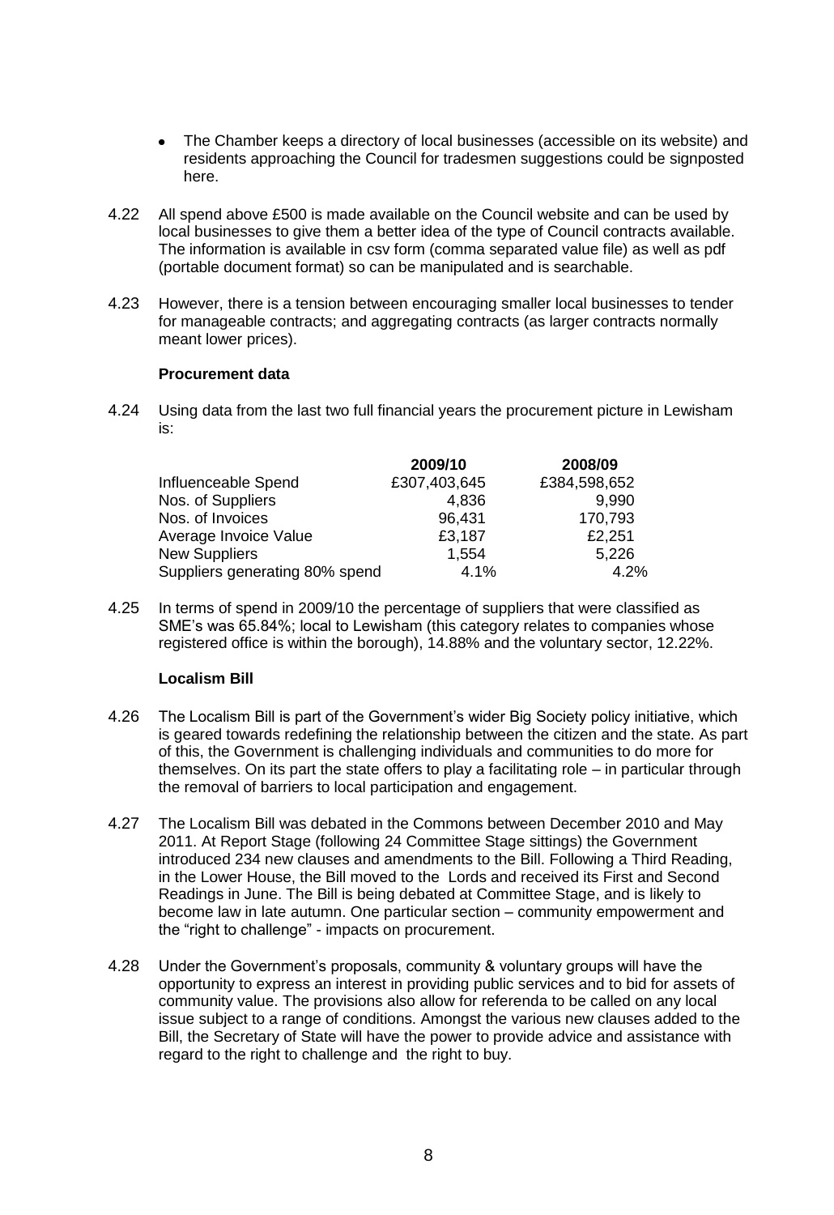- The Chamber keeps a directory of local businesses (accessible on its website) and residents approaching the Council for tradesmen suggestions could be signposted here.

4.22 All spend above £500 is made available on the Council website and can be used by local businesses to give them a better idea of the type of Council contracts available. The information is available in csv form (comma separated value file) as well as pdf (portable document format) so can be manipulated and is searchable.

4.23 However, there is a tension between encouraging smaller local businesses to tender for manageable contracts; and aggregating contracts (as larger contracts normally meant lower prices).

**Procurement data**

4.24 Using data from the last two full financial years the procurement picture in Lewisham is:

| | 2009/10 | 2008/09 |
|---|---|---|
| Influenceable Spend | £307,403,645 | £384,598,652 |
| Nos. of Suppliers | 4,836 | 9,990 |
| Nos. of Invoices | 96,431 | 170,793 |
| Average Invoice Value | £3,187 | £2,251 |
| New Suppliers | 1,554 | 5,226 |
| Suppliers generating 80% spend | 4.1% | 4.2% |

4.25 In terms of spend in 2009/10 the percentage of suppliers that were classified as SME's was 65.84%; local to Lewisham (this category relates to companies whose registered office is within the borough), 14.88% and the voluntary sector, 12.22%.

**Localism Bill**

4.26 The Localism Bill is part of the Government's wider Big Society policy initiative, which is geared towards redefining the relationship between the citizen and the state. As part of this, the Government is challenging individuals and communities to do more for themselves. On its part the state offers to play a facilitating role – in particular through the removal of barriers to local participation and engagement.

4.27 The Localism Bill was debated in the Commons between December 2010 and May 2011. At Report Stage (following 24 Committee Stage sittings) the Government introduced 234 new clauses and amendments to the Bill. Following a Third Reading, in the Lower House, the Bill moved to the Lords and received its First and Second Readings in June. The Bill is being debated at Committee Stage, and is likely to become law in late autumn. One particular section – community empowerment and the "right to challenge" - impacts on procurement.

4.28 Under the Government's proposals, community & voluntary groups will have the opportunity to express an interest in providing public services and to bid for assets of community value. The provisions also allow for referenda to be called on any local issue subject to a range of conditions. Amongst the various new clauses added to the Bill, the Secretary of State will have the power to provide advice and assistance with regard to the right to challenge and the right to buy.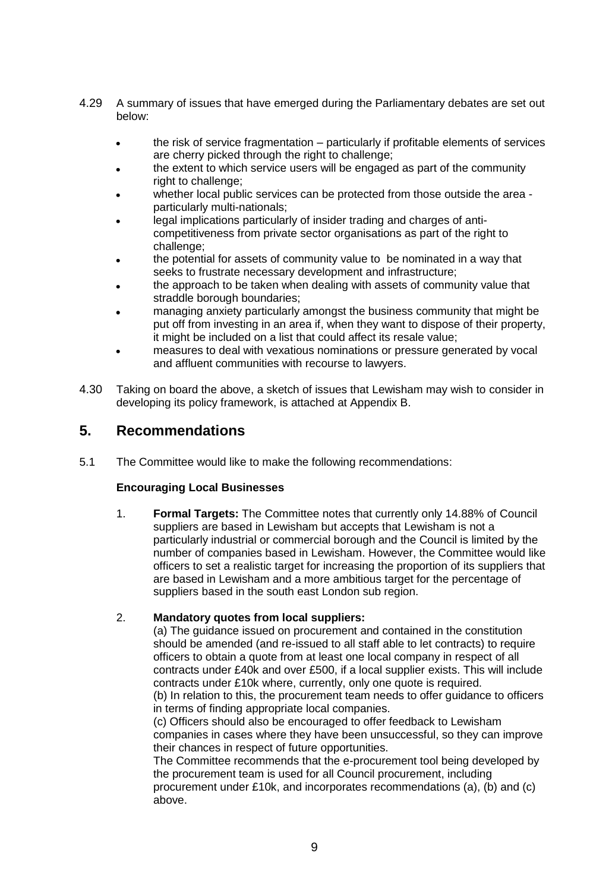4.29 A summary of issues that have emerged during the Parliamentary debates are set out below:

- the risk of service fragmentation – particularly if profitable elements of services are cherry picked through the right to challenge;
- the extent to which service users will be engaged as part of the community right to challenge;
- whether local public services can be protected from those outside the area - particularly multi-nationals;
- legal implications particularly of insider trading and charges of anti-competitiveness from private sector organisations as part of the right to challenge;
- the potential for assets of community value to be nominated in a way that seeks to frustrate necessary development and infrastructure;
- the approach to be taken when dealing with assets of community value that straddle borough boundaries;
- managing anxiety particularly amongst the business community that might be put off from investing in an area if, when they want to dispose of their property, it might be included on a list that could affect its resale value;
- measures to deal with vexatious nominations or pressure generated by vocal and affluent communities with recourse to lawyers.

4.30 Taking on board the above, a sketch of issues that Lewisham may wish to consider in developing its policy framework, is attached at Appendix B.

## 5. Recommendations

5.1 The Committee would like to make the following recommendations:

**Encouraging Local Businesses**

1. **Formal Targets:** The Committee notes that currently only 14.88% of Council suppliers are based in Lewisham but accepts that Lewisham is not a particularly industrial or commercial borough and the Council is limited by the number of companies based in Lewisham. However, the Committee would like officers to set a realistic target for increasing the proportion of its suppliers that are based in Lewisham and a more ambitious target for the percentage of suppliers based in the south east London sub region.

2. **Mandatory quotes from local suppliers:**
   (a) The guidance issued on procurement and contained in the constitution should be amended (and re-issued to all staff able to let contracts) to require officers to obtain a quote from at least one local company in respect of all contracts under £40k and over £500, if a local supplier exists. This will include contracts under £10k where, currently, only one quote is required.
   (b) In relation to this, the procurement team needs to offer guidance to officers in terms of finding appropriate local companies.
   (c) Officers should also be encouraged to offer feedback to Lewisham companies in cases where they have been unsuccessful, so they can improve their chances in respect of future opportunities.
   The Committee recommends that the e-procurement tool being developed by the procurement team is used for all Council procurement, including procurement under £10k, and incorporates recommendations (a), (b) and (c) above.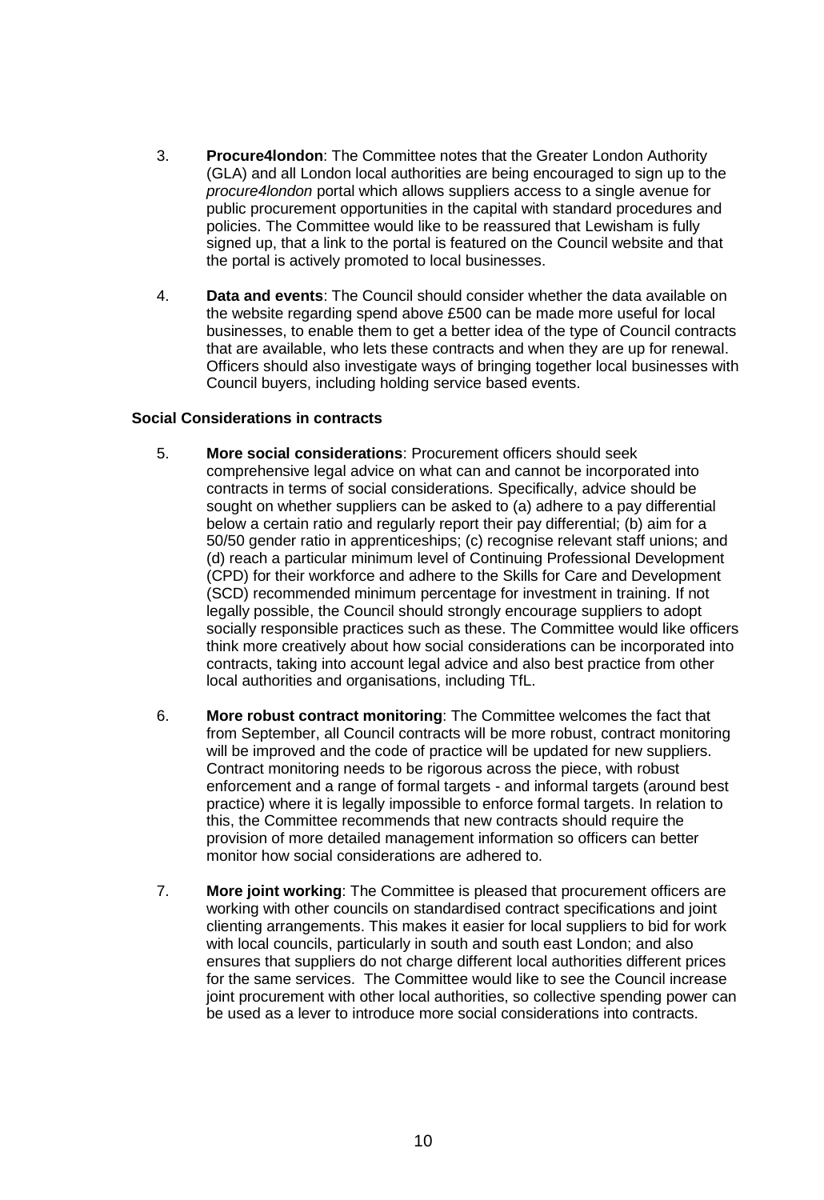3. **Procure4london**: The Committee notes that the Greater London Authority (GLA) and all London local authorities are being encouraged to sign up to the *procure4london* portal which allows suppliers access to a single avenue for public procurement opportunities in the capital with standard procedures and policies. The Committee would like to be reassured that Lewisham is fully signed up, that a link to the portal is featured on the Council website and that the portal is actively promoted to local businesses.

4. **Data and events**: The Council should consider whether the data available on the website regarding spend above £500 can be made more useful for local businesses, to enable them to get a better idea of the type of Council contracts that are available, who lets these contracts and when they are up for renewal. Officers should also investigate ways of bringing together local businesses with Council buyers, including holding service based events.

**Social Considerations in contracts**

5. **More social considerations**: Procurement officers should seek comprehensive legal advice on what can and cannot be incorporated into contracts in terms of social considerations. Specifically, advice should be sought on whether suppliers can be asked to (a) adhere to a pay differential below a certain ratio and regularly report their pay differential; (b) aim for a 50/50 gender ratio in apprenticeships; (c) recognise relevant staff unions; and (d) reach a particular minimum level of Continuing Professional Development (CPD) for their workforce and adhere to the Skills for Care and Development (SCD) recommended minimum percentage for investment in training. If not legally possible, the Council should strongly encourage suppliers to adopt socially responsible practices such as these. The Committee would like officers think more creatively about how social considerations can be incorporated into contracts, taking into account legal advice and also best practice from other local authorities and organisations, including TfL.

6. **More robust contract monitoring**: The Committee welcomes the fact that from September, all Council contracts will be more robust, contract monitoring will be improved and the code of practice will be updated for new suppliers. Contract monitoring needs to be rigorous across the piece, with robust enforcement and a range of formal targets - and informal targets (around best practice) where it is legally impossible to enforce formal targets. In relation to this, the Committee recommends that new contracts should require the provision of more detailed management information so officers can better monitor how social considerations are adhered to.

7. **More joint working**: The Committee is pleased that procurement officers are working with other councils on standardised contract specifications and joint clienting arrangements. This makes it easier for local suppliers to bid for work with local councils, particularly in south and south east London; and also ensures that suppliers do not charge different local authorities different prices for the same services. The Committee would like to see the Council increase joint procurement with other local authorities, so collective spending power can be used as a lever to introduce more social considerations into contracts.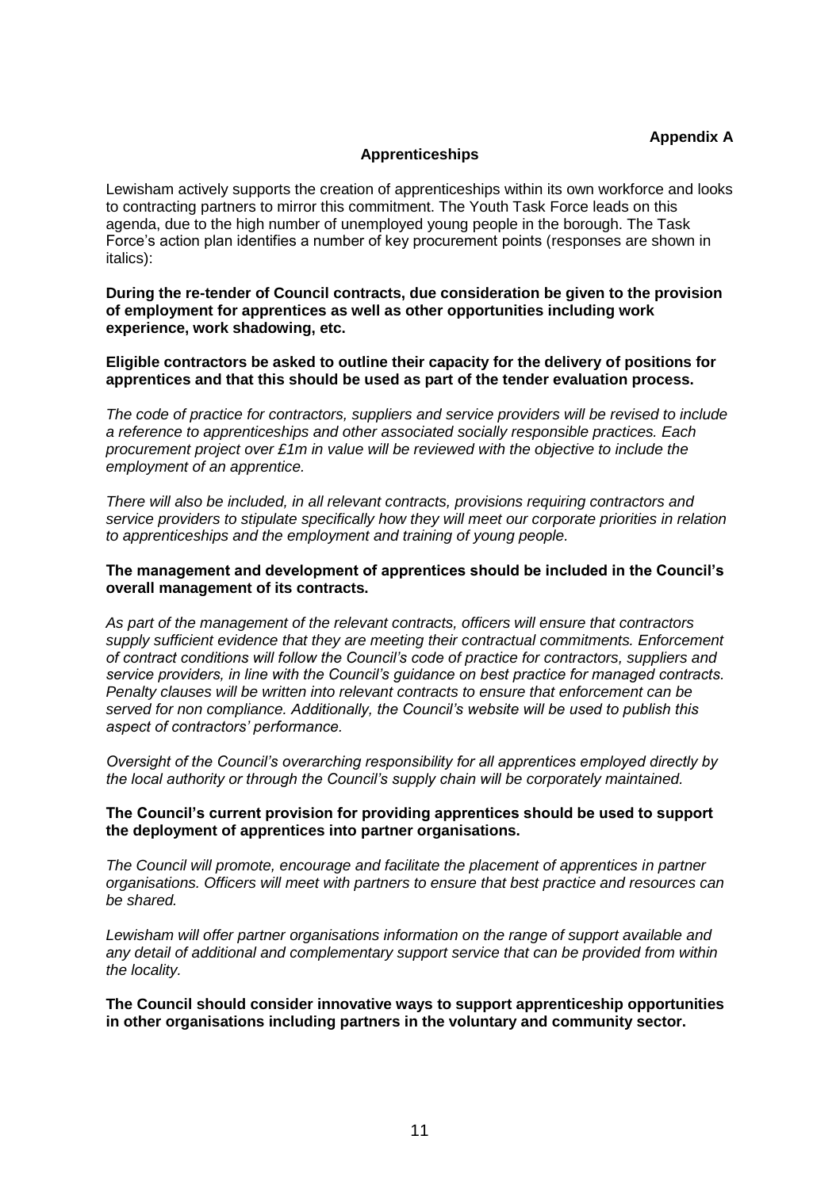**Appendix A**

## Apprenticeships

Lewisham actively supports the creation of apprenticeships within its own workforce and looks to contracting partners to mirror this commitment. The Youth Task Force leads on this agenda, due to the high number of unemployed young people in the borough. The Task Force's action plan identifies a number of key procurement points (responses are shown in italics):

**During the re-tender of Council contracts, due consideration be given to the provision of employment for apprentices as well as other opportunities including work experience, work shadowing, etc.**

**Eligible contractors be asked to outline their capacity for the delivery of positions for apprentices and that this should be used as part of the tender evaluation process.**

*The code of practice for contractors, suppliers and service providers will be revised to include a reference to apprenticeships and other associated socially responsible practices. Each procurement project over £1m in value will be reviewed with the objective to include the employment of an apprentice.*

*There will also be included, in all relevant contracts, provisions requiring contractors and service providers to stipulate specifically how they will meet our corporate priorities in relation to apprenticeships and the employment and training of young people.*

**The management and development of apprentices should be included in the Council's overall management of its contracts.**

*As part of the management of the relevant contracts, officers will ensure that contractors supply sufficient evidence that they are meeting their contractual commitments. Enforcement of contract conditions will follow the Council's code of practice for contractors, suppliers and service providers, in line with the Council's guidance on best practice for managed contracts. Penalty clauses will be written into relevant contracts to ensure that enforcement can be served for non compliance. Additionally, the Council's website will be used to publish this aspect of contractors' performance.*

*Oversight of the Council's overarching responsibility for all apprentices employed directly by the local authority or through the Council's supply chain will be corporately maintained.*

**The Council's current provision for providing apprentices should be used to support the deployment of apprentices into partner organisations.**

*The Council will promote, encourage and facilitate the placement of apprentices in partner organisations. Officers will meet with partners to ensure that best practice and resources can be shared.*

*Lewisham will offer partner organisations information on the range of support available and any detail of additional and complementary support service that can be provided from within the locality.*

**The Council should consider innovative ways to support apprenticeship opportunities in other organisations including partners in the voluntary and community sector.**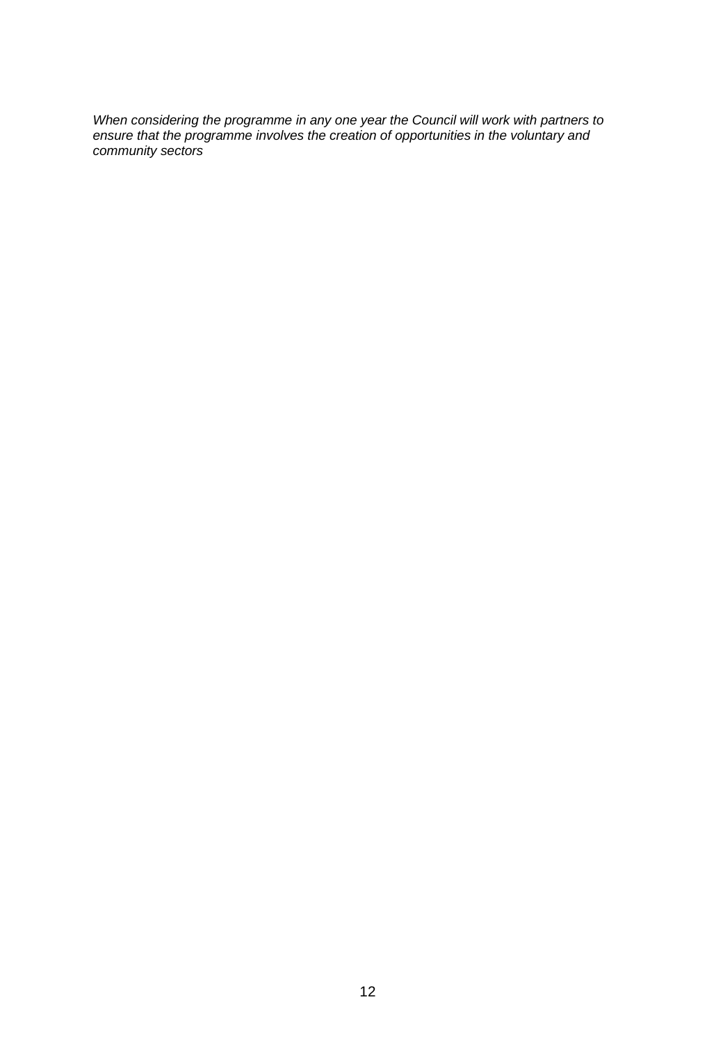*When considering the programme in any one year the Council will work with partners to ensure that the programme involves the creation of opportunities in the voluntary and community sectors*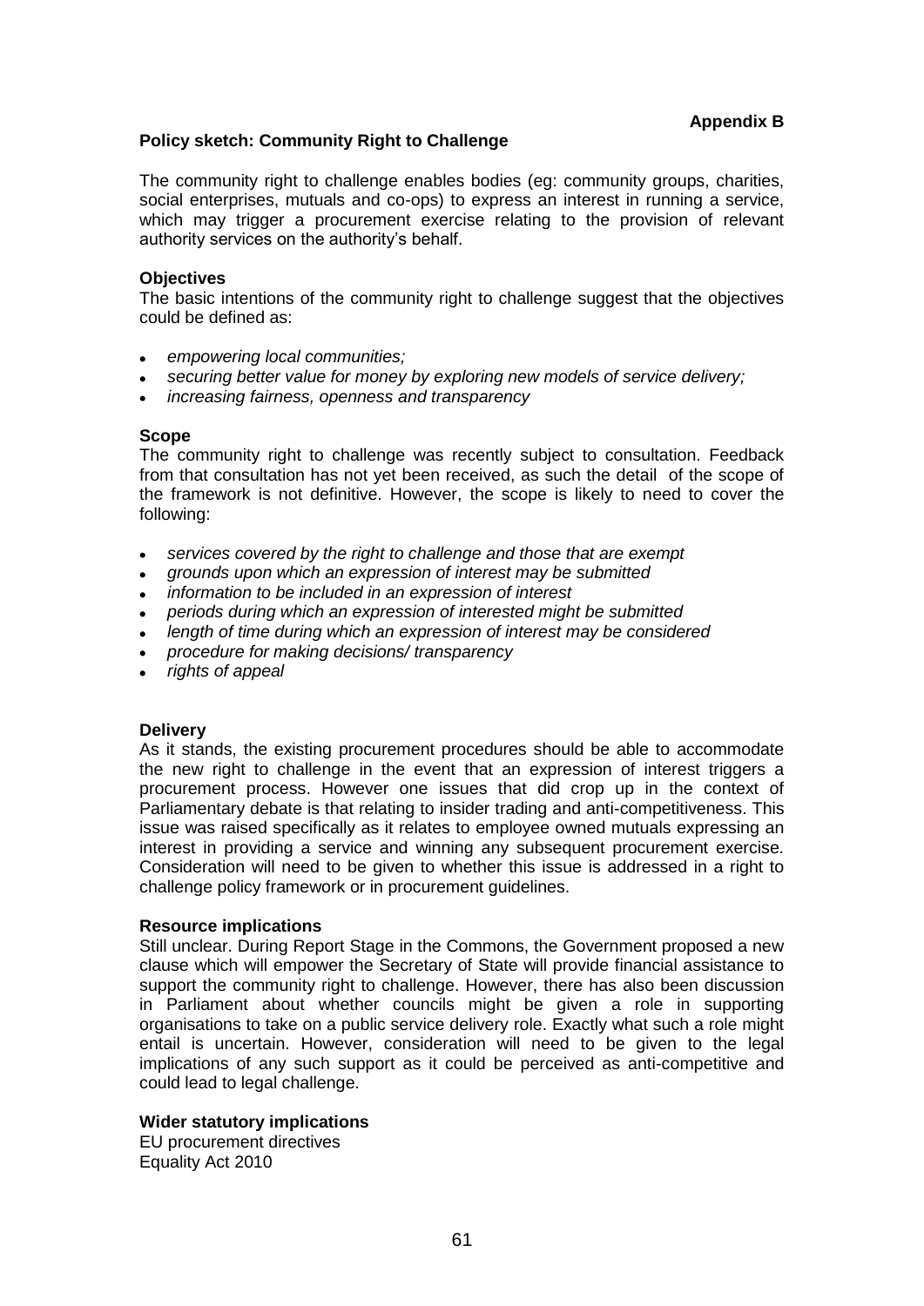**Appendix B**

**Policy sketch: Community Right to Challenge**

The community right to challenge enables bodies (eg: community groups, charities, social enterprises, mutuals and co-ops) to express an interest in running a service, which may trigger a procurement exercise relating to the provision of relevant authority services on the authority's behalf.

**Objectives**

The basic intentions of the community right to challenge suggest that the objectives could be defined as:

- *empowering local communities;*
- *securing better value for money by exploring new models of service delivery;*
- *increasing fairness, openness and transparency*

**Scope**

The community right to challenge was recently subject to consultation. Feedback from that consultation has not yet been received, as such the detail of the scope of the framework is not definitive. However, the scope is likely to need to cover the following:

- *services covered by the right to challenge and those that are exempt*
- *grounds upon which an expression of interest may be submitted*
- *information to be included in an expression of interest*
- *periods during which an expression of interested might be submitted*
- *length of time during which an expression of interest may be considered*
- *procedure for making decisions/ transparency*
- *rights of appeal*

**Delivery**

As it stands, the existing procurement procedures should be able to accommodate the new right to challenge in the event that an expression of interest triggers a procurement process. However one issues that did crop up in the context of Parliamentary debate is that relating to insider trading and anti-competitiveness. This issue was raised specifically as it relates to employee owned mutuals expressing an interest in providing a service and winning any subsequent procurement exercise. Consideration will need to be given to whether this issue is addressed in a right to challenge policy framework or in procurement guidelines.

**Resource implications**

Still unclear. During Report Stage in the Commons, the Government proposed a new clause which will empower the Secretary of State will provide financial assistance to support the community right to challenge. However, there has also been discussion in Parliament about whether councils might be given a role in supporting organisations to take on a public service delivery role. Exactly what such a role might entail is uncertain. However, consideration will need to be given to the legal implications of any such support as it could be perceived as anti-competitive and could lead to legal challenge.

**Wider statutory implications**

EU procurement directives
Equality Act 2010